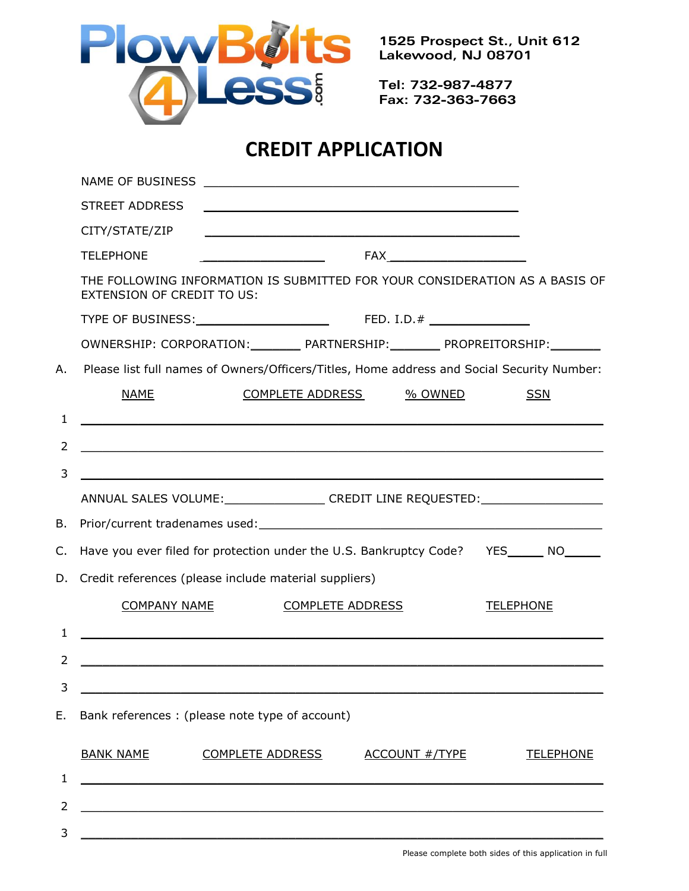PlowBolts 4 Less.com

1525 Prospect St., Unit 612
Lakewood, NJ 08701

Tel: 732-987-4877
Fax: 732-363-7663

# CREDIT APPLICATION

NAME OF BUSINESS ______________________________________________

STREET ADDRESS ______________________________________________

CITY/STATE/ZIP ______________________________________________

TELEPHONE _________________ FAX___________________

THE FOLLOWING INFORMATION IS SUBMITTED FOR YOUR CONSIDERATION AS A BASIS OF EXTENSION OF CREDIT TO US:

TYPE OF BUSINESS:__________________ FED. I.D.# ______________

OWNERSHIP: CORPORATION:_______ PARTNERSHIP:_______ PROPREITORSHIP:_______

A. Please list full names of Owners/Officers/Titles, Home address and Social Security Number:

| | NAME | COMPLETE ADDRESS | % OWNED | SSN |
|---|---|---|---|---|
| 1 | | | | |
| 2 | | | | |
| 3 | | | | |

ANNUAL SALES VOLUME:______________ CREDIT LINE REQUESTED:________________

B. Prior/current tradenames used:_____________________________________________

C. Have you ever filed for protection under the U.S. Bankruptcy Code? YES_____ NO_____

D. Credit references (please include material suppliers)

| | COMPANY NAME | COMPLETE ADDRESS | TELEPHONE |
|---|---|---|---|
| 1 | | | |
| 2 | | | |
| 3 | | | |

E. Bank references : (please note type of account)

| | BANK NAME | COMPLETE ADDRESS | ACCOUNT #/TYPE | TELEPHONE |
|---|---|---|---|---|
| 1 | | | | |
| 2 | | | | |
| 3 | | | | |

Please complete both sides of this application in full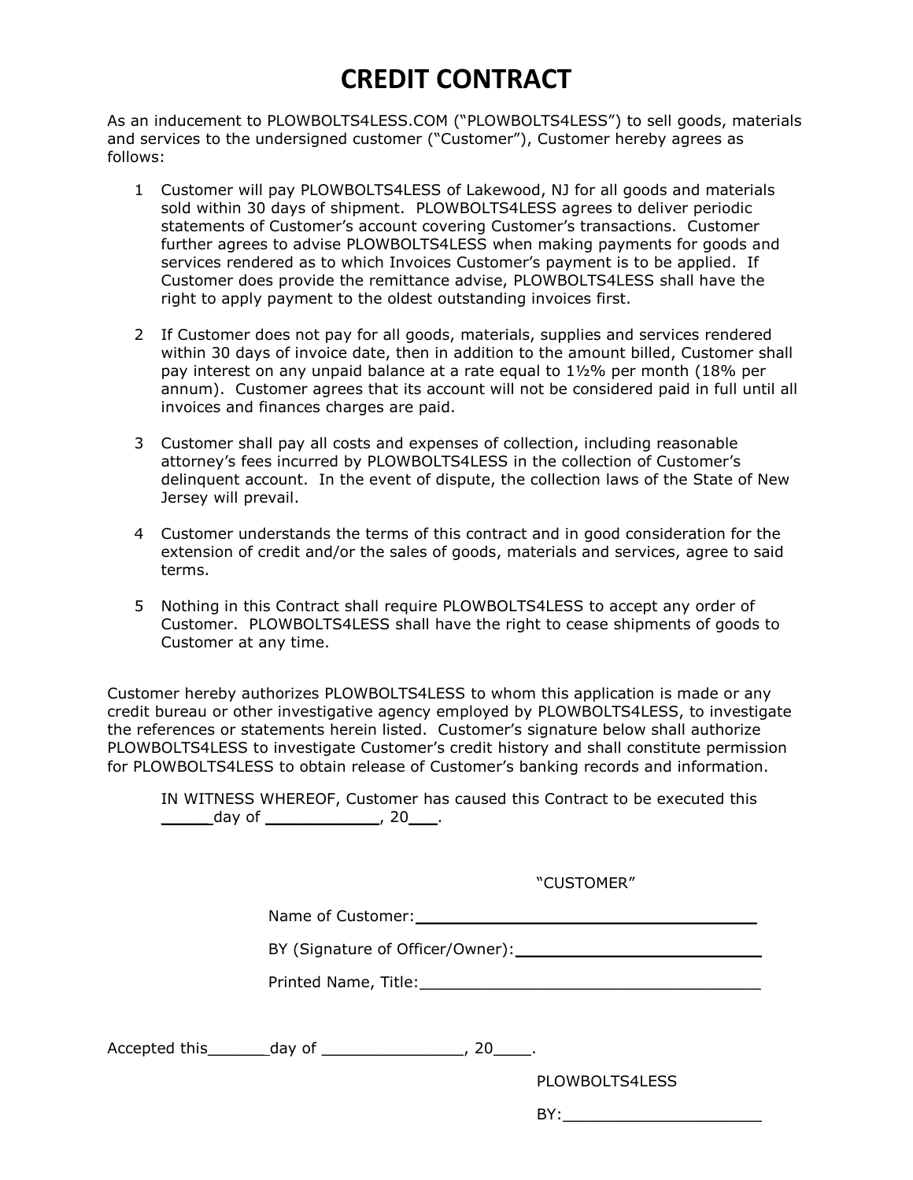# CREDIT CONTRACT

As an inducement to PLOWBOLTS4LESS.COM ("PLOWBOLTS4LESS") to sell goods, materials and services to the undersigned customer ("Customer"), Customer hereby agrees as follows:

1. Customer will pay PLOWBOLTS4LESS of Lakewood, NJ for all goods and materials sold within 30 days of shipment. PLOWBOLTS4LESS agrees to deliver periodic statements of Customer's account covering Customer's transactions. Customer further agrees to advise PLOWBOLTS4LESS when making payments for goods and services rendered as to which Invoices Customer's payment is to be applied. If Customer does provide the remittance advise, PLOWBOLTS4LESS shall have the right to apply payment to the oldest outstanding invoices first.

2. If Customer does not pay for all goods, materials, supplies and services rendered within 30 days of invoice date, then in addition to the amount billed, Customer shall pay interest on any unpaid balance at a rate equal to 1½% per month (18% per annum). Customer agrees that its account will not be considered paid in full until all invoices and finances charges are paid.

3. Customer shall pay all costs and expenses of collection, including reasonable attorney's fees incurred by PLOWBOLTS4LESS in the collection of Customer's delinquent account. In the event of dispute, the collection laws of the State of New Jersey will prevail.

4. Customer understands the terms of this contract and in good consideration for the extension of credit and/or the sales of goods, materials and services, agree to said terms.

5. Nothing in this Contract shall require PLOWBOLTS4LESS to accept any order of Customer. PLOWBOLTS4LESS shall have the right to cease shipments of goods to Customer at any time.

Customer hereby authorizes PLOWBOLTS4LESS to whom this application is made or any credit bureau or other investigative agency employed by PLOWBOLTS4LESS, to investigate the references or statements herein listed. Customer's signature below shall authorize PLOWBOLTS4LESS to investigate Customer's credit history and shall constitute permission for PLOWBOLTS4LESS to obtain release of Customer's banking records and information.

IN WITNESS WHEREOF, Customer has caused this Contract to be executed this _____day of ___________, 20___.

"CUSTOMER"

Name of Customer:_____________________________________

BY (Signature of Officer/Owner):__________________________

Printed Name, Title:____________________________________

Accepted this______day of ______________, 20____.

PLOWBOLTS4LESS

BY:_____________________